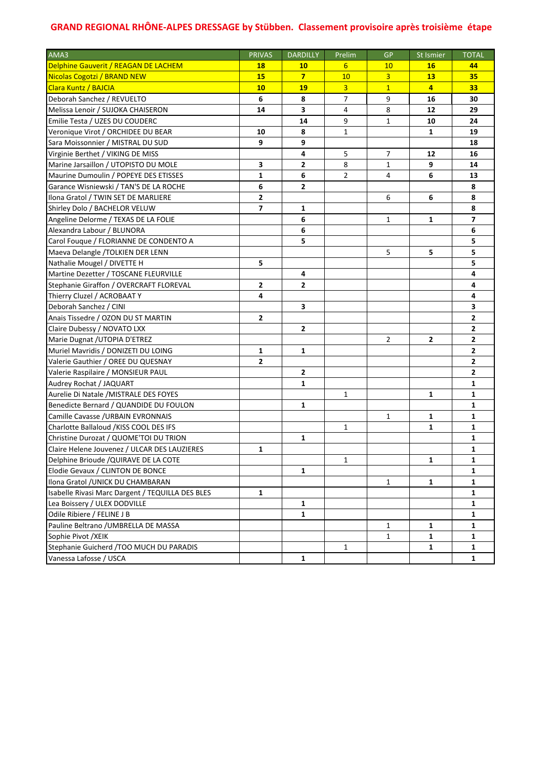# GRAND REGIONAL RHÔNE-ALPES DRESSAGE by Stübben. Classement provisoire après troisième étape

| AMA3 | PRIVAS | DARDILLY | Prelim | GP | St Ismier | TOTAL |
|---|---|---|---|---|---|---|
| Delphine Gauverit / REAGAN DE LACHEM | 18 | 10 | 6 | 10 | 16 | 44 |
| Nicolas Cogotzi / BRAND NEW | 15 | 7 | 10 | 3 | 13 | 35 |
| Clara Kuntz / BAJCIA | 10 | 19 | 3 | 1 | 4 | 33 |
| Deborah Sanchez / REVUELTO | 6 | 8 | 7 | 9 | 16 | 30 |
| Melissa Lenoir / SUJOKA CHAISERON | 14 | 3 | 4 | 8 | 12 | 29 |
| Emilie Testa / UZES DU COUDERC | | 14 | 9 | 1 | 10 | 24 |
| Veronique Virot / ORCHIDEE DU BEAR | 10 | 8 | 1 | | 1 | 19 |
| Sara Moissonnier / MISTRAL DU SUD | 9 | 9 | | | | 18 |
| Virginie Berthet / VIKING DE MISS | | 4 | 5 | 7 | 12 | 16 |
| Marine Jarsaillon / UTOPISTO DU MOLE | 3 | 2 | 8 | 1 | 9 | 14 |
| Maurine Dumoulin / POPEYE DES ETISSES | 1 | 6 | 2 | 4 | 6 | 13 |
| Garance Wisniewski / TAN'S DE LA ROCHE | 6 | 2 | | | | 8 |
| Ilona Gratol / TWIN SET DE MARLIERE | 2 | | | 6 | 6 | 8 |
| Shirley Dolo / BACHELOR VELUW | 7 | 1 | | | | 8 |
| Angeline Delorme / TEXAS DE LA FOLIE | | 6 | | 1 | 1 | 7 |
| Alexandra Labour / BLUNORA | | 6 | | | | 6 |
| Carol Fouque / FLORIANNE DE CONDENTO A | | 5 | | | | 5 |
| Maeva Delangle /TOLKIEN DER LENN | | | | 5 | 5 | 5 |
| Nathalie Mougel / DIVETTE H | 5 | | | | | 5 |
| Martine Dezetter / TOSCANE FLEURVILLE | | 4 | | | | 4 |
| Stephanie Giraffon / OVERCRAFT FLOREVAL | 2 | 2 | | | | 4 |
| Thierry Cluzel / ACROBAAT Y | 4 | | | | | 4 |
| Deborah Sanchez / CINI | | 3 | | | | 3 |
| Anais Tissedre / OZON DU ST MARTIN | 2 | | | | | 2 |
| Claire Dubessy / NOVATO LXX | | 2 | | | | 2 |
| Marie Dugnat /UTOPIA D'ETREZ | | | | 2 | 2 | 2 |
| Muriel Mavridis / DONIZETI DU LOING | 1 | 1 | | | | 2 |
| Valerie Gauthier / OREE DU QUESNAY | 2 | | | | | 2 |
| Valerie Raspilaire / MONSIEUR PAUL | | 2 | | | | 2 |
| Audrey Rochat / JAQUART | | 1 | | | | 1 |
| Aurelie Di Natale /MISTRALE DES FOYES | | | 1 | | 1 | 1 |
| Benedicte Bernard / QUANDIDE DU FOULON | | 1 | | | | 1 |
| Camille Cavasse /URBAIN EVRONNAIS | | | | 1 | 1 | 1 |
| Charlotte Ballaloud /KISS COOL DES IFS | | | 1 | | 1 | 1 |
| Christine Durozat / QUOME'TOI DU TRION | | 1 | | | | 1 |
| Claire Helene Jouvenez / ULCAR DES LAUZIERES | 1 | | | | | 1 |
| Delphine Brioude /QUIRAVE DE LA COTE | | | 1 | | 1 | 1 |
| Elodie Gevaux / CLINTON DE BONCE | | 1 | | | | 1 |
| Ilona Gratol /UNICK DU CHAMBARAN | | | | 1 | 1 | 1 |
| Isabelle Rivasi Marc Dargent / TEQUILA DES BLES | 1 | | | | | 1 |
| Lea Boissery / ULEX DODVILLE | | 1 | | | | 1 |
| Odile Ribiere / FELINE J B | | 1 | | | | 1 |
| Pauline Beltrano /UMBRELLA DE MASSA | | | | 1 | 1 | 1 |
| Sophie Pivot /XEIK | | | | 1 | 1 | 1 |
| Stephanie Guicherd /TOO MUCH DU PARADIS | | | 1 | | 1 | 1 |
| Vanessa Lafosse / USCA | | 1 | | | | 1 |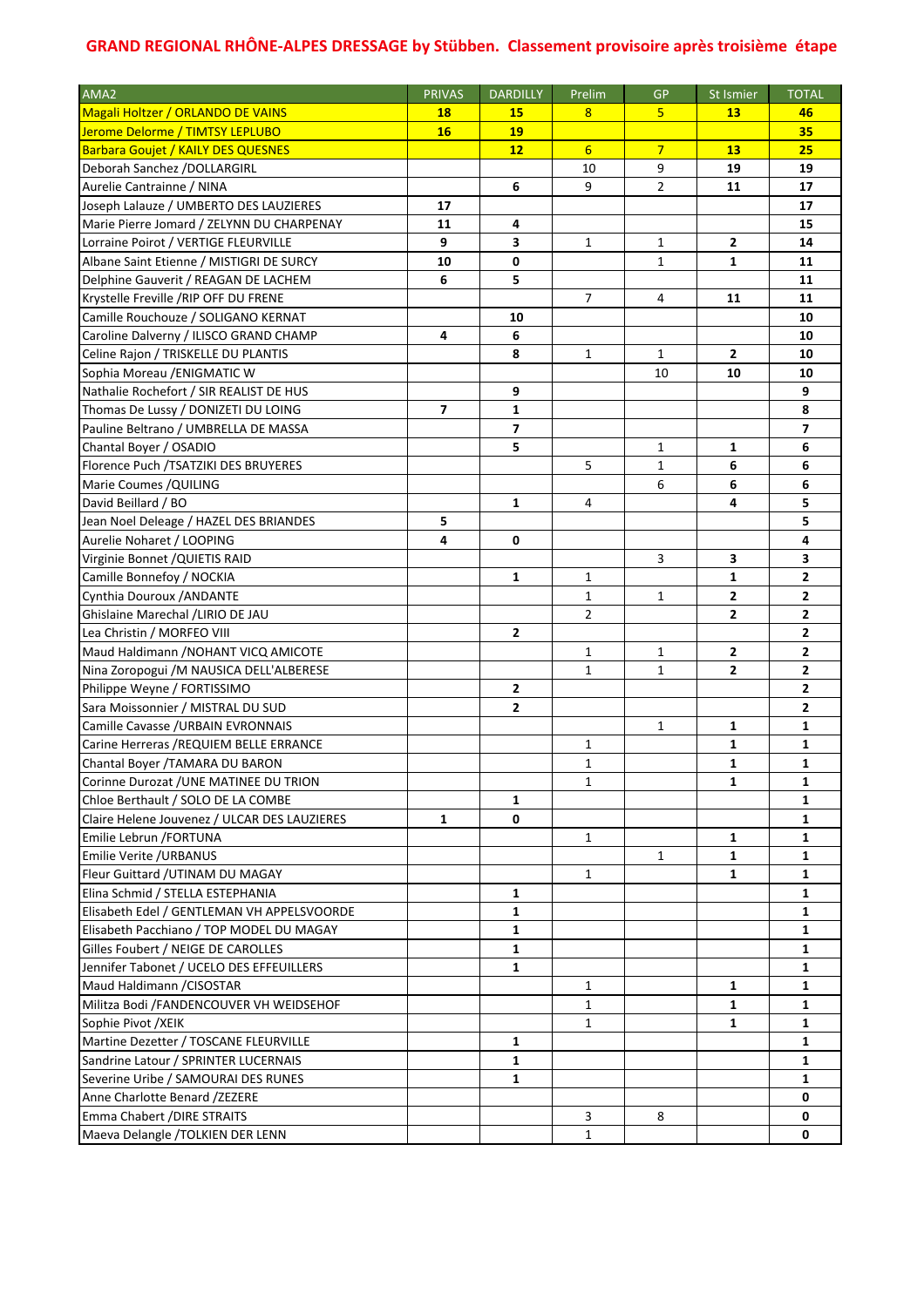# GRAND REGIONAL RHÔNE-ALPES DRESSAGE by Stübben. Classement provisoire après troisième étape

| AMA2 | PRIVAS | DARDILLY | Prelim | GP | St Ismier | TOTAL |
|---|---|---|---|---|---|---|
| Magali Holtzer / ORLANDO DE VAINS | **18** | **15** | 8 | 5 | **13** | **46** |
| Jerome Delorme / TIMTSY LEPLUBO | **16** | **19** | | | | **35** |
| Barbara Goujet / KAILY DES QUESNES | | **12** | 6 | 7 | **13** | **25** |
| Deborah Sanchez /DOLLARGIRL | | | 10 | 9 | **19** | **19** |
| Aurelie Cantrainne / NINA | | **6** | 9 | 2 | **11** | **17** |
| Joseph Lalauze / UMBERTO DES LAUZIERES | **17** | | | | | **17** |
| Marie Pierre Jomard / ZELYNN DU CHARPENAY | **11** | **4** | | | | **15** |
| Lorraine Poirot / VERTIGE FLEURVILLE | **9** | **3** | 1 | 1 | **2** | **14** |
| Albane Saint Etienne / MISTIGRI DE SURCY | **10** | **0** | | 1 | **1** | **11** |
| Delphine Gauverit / REAGAN DE LACHEM | **6** | **5** | | | | **11** |
| Krystelle Freville /RIP OFF DU FRENE | | | 7 | 4 | **11** | **11** |
| Camille Rouchouze / SOLIGANO KERNAT | | **10** | | | | **10** |
| Caroline Dalverny / ILISCO GRAND CHAMP | **4** | **6** | | | | **10** |
| Celine Rajon / TRISKELLE DU PLANTIS | | **8** | 1 | 1 | **2** | **10** |
| Sophia Moreau /ENIGMATIC W | | | | 10 | **10** | **10** |
| Nathalie Rochefort / SIR REALIST DE HUS | | **9** | | | | **9** |
| Thomas De Lussy / DONIZETI DU LOING | **7** | **1** | | | | **8** |
| Pauline Beltrano / UMBRELLA DE MASSA | | **7** | | | | **7** |
| Chantal Boyer / OSADIO | | **5** | | 1 | **1** | **6** |
| Florence Puch /TSATZIKI DES BRUYERES | | | 5 | 1 | **6** | **6** |
| Marie Coumes /QUILING | | | | 6 | **6** | **6** |
| David Beillard / BO | | **1** | 4 | | **4** | **5** |
| Jean Noel Deleage / HAZEL DES BRIANDES | **5** | | | | | **5** |
| Aurelie Noharet / LOOPING | **4** | **0** | | | | **4** |
| Virginie Bonnet /QUIETIS RAID | | | | 3 | **3** | **3** |
| Camille Bonnefoy / NOCKIA | | **1** | 1 | | **1** | **2** |
| Cynthia Douroux /ANDANTE | | | 1 | 1 | **2** | **2** |
| Ghislaine Marechal /LIRIO DE JAU | | | 2 | | **2** | **2** |
| Lea Christin / MORFEO VIII | | **2** | | | | **2** |
| Maud Haldimann /NOHANT VICQ AMICOTE | | | 1 | 1 | **2** | **2** |
| Nina Zoropogui /M NAUSICA DELL'ALBERESE | | | 1 | 1 | **2** | **2** |
| Philippe Weyne / FORTISSIMO | | **2** | | | | **2** |
| Sara Moissonnier / MISTRAL DU SUD | | **2** | | | | **2** |
| Camille Cavasse /URBAIN EVRONNAIS | | | | 1 | **1** | **1** |
| Carine Herreras /REQUIEM BELLE ERRANCE | | | 1 | | **1** | **1** |
| Chantal Boyer /TAMARA DU BARON | | | 1 | | **1** | **1** |
| Corinne Durozat /UNE MATINEE DU TRION | | | 1 | | **1** | **1** |
| Chloe Berthault / SOLO DE LA COMBE | | **1** | | | | **1** |
| Claire Helene Jouvenez / ULCAR DES LAUZIERES | **1** | **0** | | | | **1** |
| Emilie Lebrun /FORTUNA | | | 1 | | **1** | **1** |
| Emilie Verite /URBANUS | | | | 1 | **1** | **1** |
| Fleur Guittard /UTINAM DU MAGAY | | | 1 | | **1** | **1** |
| Elina Schmid / STELLA ESTEPHANIA | | **1** | | | | **1** |
| Elisabeth Edel / GENTLEMAN VH APPELSVOORDE | | **1** | | | | **1** |
| Elisabeth Pacchiano / TOP MODEL DU MAGAY | | **1** | | | | **1** |
| Gilles Foubert / NEIGE DE CAROLLES | | **1** | | | | **1** |
| Jennifer Tabonet / UCELO DES EFFEUILLERS | | **1** | | | | **1** |
| Maud Haldimann /CISOSTAR | | | 1 | | **1** | **1** |
| Militza Bodi /FANDENCOUVER VH WEIDSEHOF | | | 1 | | **1** | **1** |
| Sophie Pivot /XEIK | | | 1 | | **1** | **1** |
| Martine Dezetter / TOSCANE FLEURVILLE | | **1** | | | | **1** |
| Sandrine Latour / SPRINTER LUCERNAIS | | **1** | | | | **1** |
| Severine Uribe / SAMOURAI DES RUNES | | **1** | | | | **1** |
| Anne Charlotte Benard /ZEZERE | | | | | | **0** |
| Emma Chabert /DIRE STRAITS | | | 3 | 8 | | **0** |
| Maeva Delangle /TOLKIEN DER LENN | | | 1 | | | **0** |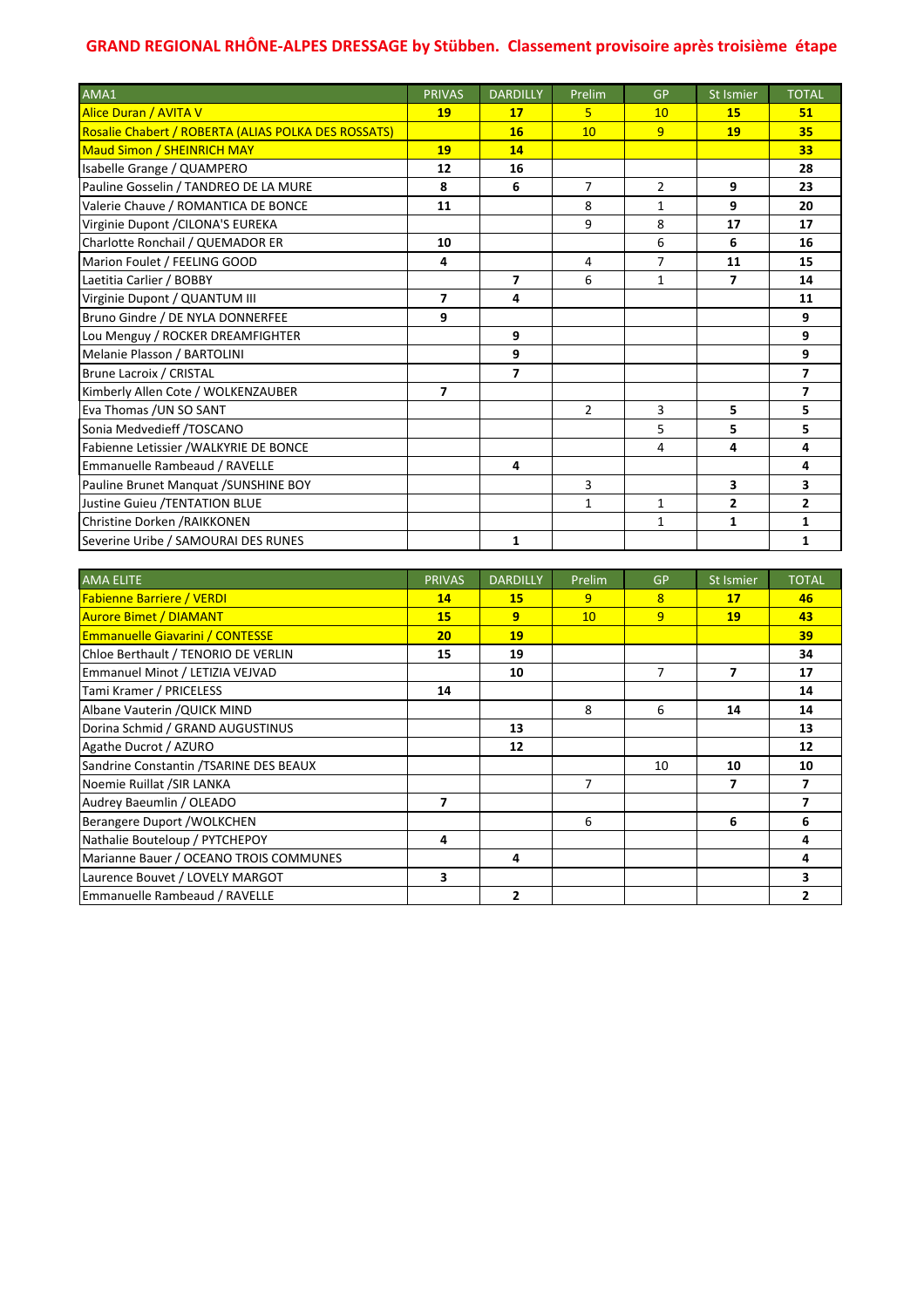# GRAND REGIONAL RHÔNE-ALPES DRESSAGE by Stübben. Classement provisoire après troisième étape

| AMA1 | PRIVAS | DARDILLY | Prelim | GP | St Ismier | TOTAL |
|---|---|---|---|---|---|---|
| Alice Duran / AVITA V | **19** | **17** | 5 | 10 | **15** | **51** |
| Rosalie Chabert / ROBERTA (ALIAS POLKA DES ROSSATS) | | **16** | 10 | 9 | **19** | **35** |
| Maud Simon / SHEINRICH MAY | **19** | **14** | | | | **33** |
| Isabelle Grange / QUAMPERO | **12** | **16** | | | | **28** |
| Pauline Gosselin / TANDREO DE LA MURE | **8** | **6** | 7 | 2 | **9** | **23** |
| Valerie Chauve / ROMANTICA DE BONCE | **11** | | 8 | 1 | **9** | **20** |
| Virginie Dupont /CILONA'S EUREKA | | | 9 | 8 | **17** | **17** |
| Charlotte Ronchail / QUEMADOR ER | **10** | | | 6 | **6** | **16** |
| Marion Foulet / FEELING GOOD | **4** | | 4 | 7 | **11** | **15** |
| Laetitia Carlier / BOBBY | | **7** | 6 | 1 | **7** | **14** |
| Virginie Dupont / QUANTUM III | **7** | **4** | | | | **11** |
| Bruno Gindre / DE NYLA DONNERFEE | **9** | | | | | **9** |
| Lou Menguy / ROCKER DREAMFIGHTER | | **9** | | | | **9** |
| Melanie Plasson / BARTOLINI | | **9** | | | | **9** |
| Brune Lacroix / CRISTAL | | **7** | | | | **7** |
| Kimberly Allen Cote / WOLKENZAUBER | **7** | | | | | **7** |
| Eva Thomas /UN SO SANT | | | 2 | 3 | **5** | **5** |
| Sonia Medvedieff /TOSCANO | | | | 5 | **5** | **5** |
| Fabienne Letissier /WALKYRIE DE BONCE | | | | 4 | **4** | **4** |
| Emmanuelle Rambeaud / RAVELLE | | **4** | | | | **4** |
| Pauline Brunet Manquat /SUNSHINE BOY | | | 3 | | **3** | **3** |
| Justine Guieu /TENTATION BLUE | | | 1 | 1 | **2** | **2** |
| Christine Dorken /RAIKKONEN | | | | 1 | **1** | **1** |
| Severine Uribe / SAMOURAI DES RUNES | | **1** | | | | **1** |

| AMA ELITE | PRIVAS | DARDILLY | Prelim | GP | St Ismier | TOTAL |
|---|---|---|---|---|---|---|
| Fabienne Barriere / VERDI | **14** | **15** | 9 | 8 | **17** | **46** |
| Aurore Bimet / DIAMANT | **15** | **9** | 10 | 9 | **19** | **43** |
| Emmanuelle Giavarini / CONTESSE | **20** | **19** | | | | **39** |
| Chloe Berthault / TENORIO DE VERLIN | **15** | **19** | | | | **34** |
| Emmanuel Minot / LETIZIA VEJVAD | | **10** | | 7 | **7** | **17** |
| Tami Kramer / PRICELESS | **14** | | | | | **14** |
| Albane Vauterin /QUICK MIND | | | 8 | 6 | **14** | **14** |
| Dorina Schmid / GRAND AUGUSTINUS | | **13** | | | | **13** |
| Agathe Ducrot / AZURO | | **12** | | | | **12** |
| Sandrine Constantin /TSARINE DES BEAUX | | | | 10 | **10** | **10** |
| Noemie Ruillat /SIR LANKA | | | 7 | | **7** | **7** |
| Audrey Baeumlin / OLEADO | **7** | | | | | **7** |
| Berangere Duport /WOLKCHEN | | | 6 | | **6** | **6** |
| Nathalie Bouteloup / PYTCHEPOY | **4** | | | | | **4** |
| Marianne Bauer / OCEANO TROIS COMMUNES | | **4** | | | | **4** |
| Laurence Bouvet / LOVELY MARGOT | **3** | | | | | **3** |
| Emmanuelle Rambeaud / RAVELLE | | **2** | | | | **2** |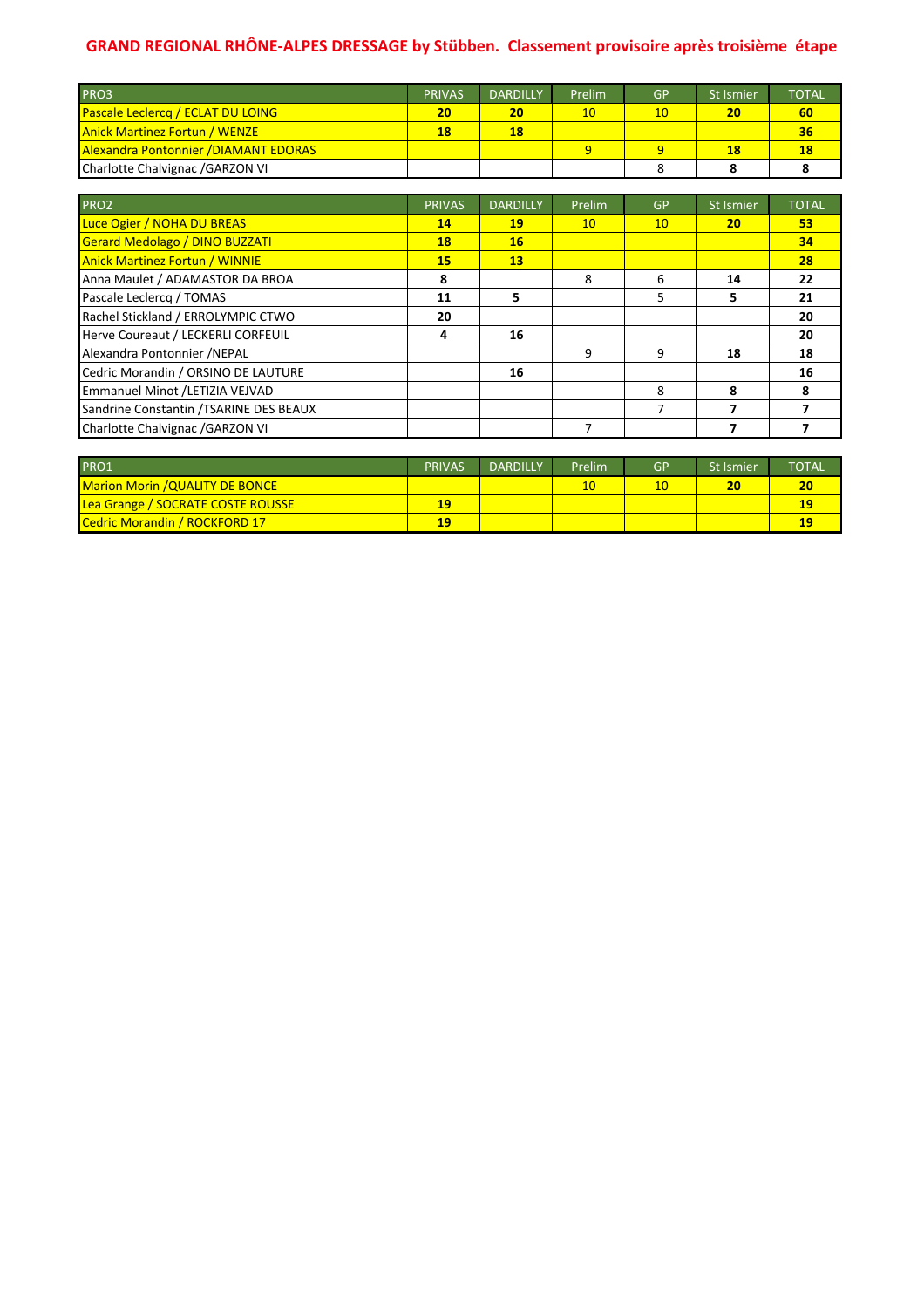# GRAND REGIONAL RHÔNE-ALPES DRESSAGE by Stübben. Classement provisoire après troisième étape

| PRO3 | PRIVAS | DARDILLY | Prelim | GP | St Ismier | TOTAL |
|---|---|---|---|---|---|---|
| Pascale Leclercq / ECLAT DU LOING | **20** | **20** | 10 | 10 | **20** | **60** |
| Anick Martinez Fortun / WENZE | **18** | **18** | | | | **36** |
| Alexandra Pontonnier /DIAMANT EDORAS | | | 9 | 9 | **18** | **18** |
| Charlotte Chalvignac /GARZON VI | | | | 8 | **8** | **8** |

| PRO2 | PRIVAS | DARDILLY | Prelim | GP | St Ismier | TOTAL |
|---|---|---|---|---|---|---|
| Luce Ogier / NOHA DU BREAS | **14** | **19** | 10 | 10 | **20** | **53** |
| Gerard Medolago / DINO BUZZATI | **18** | **16** | | | | **34** |
| Anick Martinez Fortun / WINNIE | **15** | **13** | | | | **28** |
| Anna Maulet / ADAMASTOR DA BROA | **8** | | 8 | 6 | **14** | **22** |
| Pascale Leclercq / TOMAS | **11** | **5** | | 5 | **5** | **21** |
| Rachel Stickland / ERROLYMPIC CTWO | **20** | | | | | **20** |
| Herve Coureaut / LECKERLI CORFEUIL | **4** | **16** | | | | **20** |
| Alexandra Pontonnier /NEPAL | | | 9 | 9 | **18** | **18** |
| Cedric Morandin / ORSINO DE LAUTURE | | **16** | | | | **16** |
| Emmanuel Minot /LETIZIA VEJVAD | | | | 8 | **8** | **8** |
| Sandrine Constantin /TSARINE DES BEAUX | | | | 7 | **7** | **7** |
| Charlotte Chalvignac /GARZON VI | | | 7 | | **7** | **7** |

| PRO1 | PRIVAS | DARDILLY | Prelim | GP | St Ismier | TOTAL |
|---|---|---|---|---|---|---|
| Marion Morin /QUALITY DE BONCE | | | 10 | 10 | **20** | **20** |
| Lea Grange / SOCRATE COSTE ROUSSE | **19** | | | | | **19** |
| Cedric Morandin / ROCKFORD 17 | **19** | | | | | **19** |